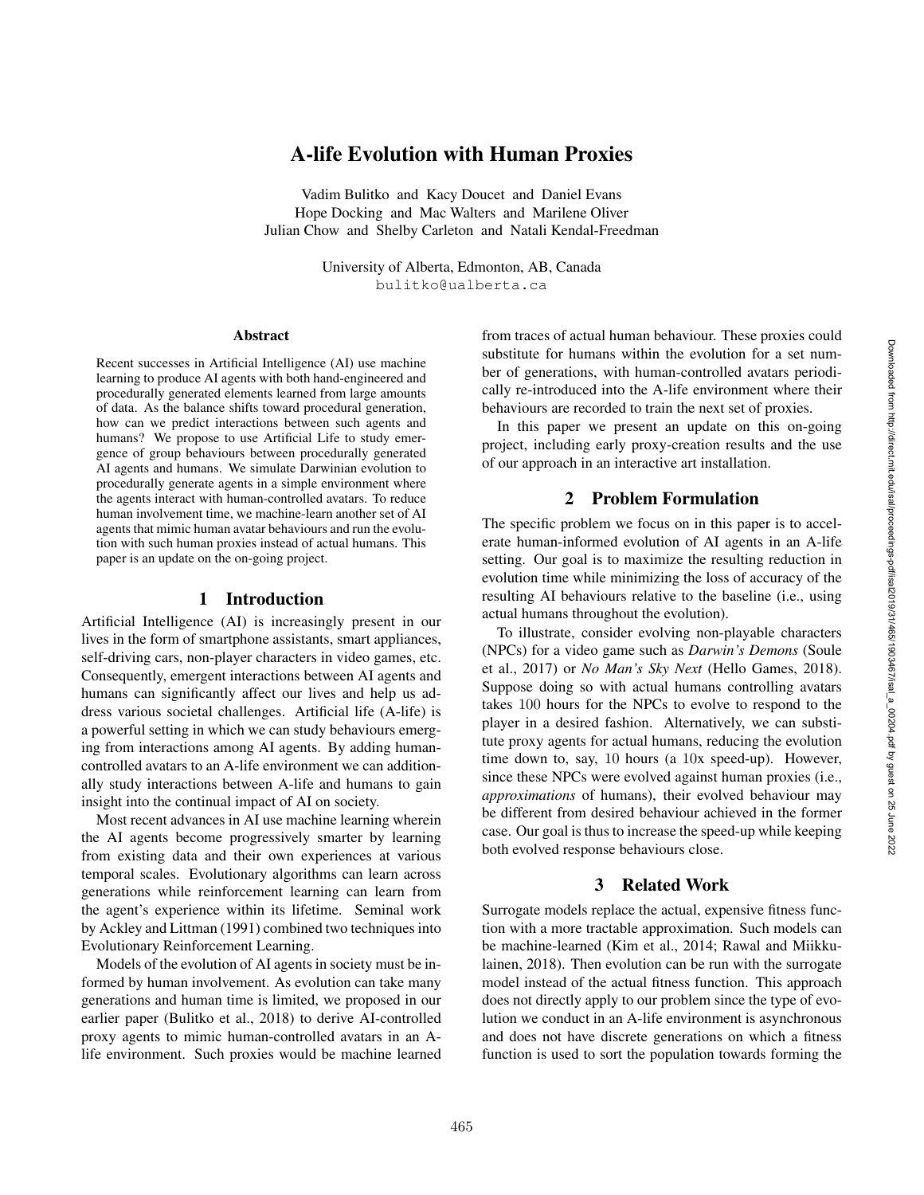# A-life Evolution with Human Proxies

Vadim Bulitko and Kacy Doucet and Daniel Evans
Hope Docking and Mac Walters and Marilene Oliver
Julian Chow and Shelby Carleton and Natali Kendal-Freedman

University of Alberta, Edmonton, AB, Canada
bulitko@ualberta.ca

### Abstract

Recent successes in Artificial Intelligence (AI) use machine learning to produce AI agents with both hand-engineered and procedurally generated elements learned from large amounts of data. As the balance shifts toward procedural generation, how can we predict interactions between such agents and humans? We propose to use Artificial Life to study emergence of group behaviours between procedurally generated AI agents and humans. We simulate Darwinian evolution to procedurally generate agents in a simple environment where the agents interact with human-controlled avatars. To reduce human involvement time, we machine-learn another set of AI agents that mimic human avatar behaviours and run the evolution with such human proxies instead of actual humans. This paper is an update on the on-going project.

## 1 Introduction

Artificial Intelligence (AI) is increasingly present in our lives in the form of smartphone assistants, smart appliances, self-driving cars, non-player characters in video games, etc. Consequently, emergent interactions between AI agents and humans can significantly affect our lives and help us address various societal challenges. Artificial life (A-life) is a powerful setting in which we can study behaviours emerging from interactions among AI agents. By adding human-controlled avatars to an A-life environment we can additionally study interactions between A-life and humans to gain insight into the continual impact of AI on society.

Most recent advances in AI use machine learning wherein the AI agents become progressively smarter by learning from existing data and their own experiences at various temporal scales. Evolutionary algorithms can learn across generations while reinforcement learning can learn from the agent's experience within its lifetime. Seminal work by Ackley and Littman (1991) combined two techniques into Evolutionary Reinforcement Learning.

Models of the evolution of AI agents in society must be informed by human involvement. As evolution can take many generations and human time is limited, we proposed in our earlier paper (Bulitko et al., 2018) to derive AI-controlled proxy agents to mimic human-controlled avatars in an A-life environment. Such proxies would be machine learned from traces of actual human behaviour. These proxies could substitute for humans within the evolution for a set number of generations, with human-controlled avatars periodically re-introduced into the A-life environment where their behaviours are recorded to train the next set of proxies.

In this paper we present an update on this on-going project, including early proxy-creation results and the use of our approach in an interactive art installation.

## 2 Problem Formulation

The specific problem we focus on in this paper is to accelerate human-informed evolution of AI agents in an A-life setting. Our goal is to maximize the resulting reduction in evolution time while minimizing the loss of accuracy of the resulting AI behaviours relative to the baseline (i.e., using actual humans throughout the evolution).

To illustrate, consider evolving non-playable characters (NPCs) for a video game such as *Darwin's Demons* (Soule et al., 2017) or *No Man's Sky Next* (Hello Games, 2018). Suppose doing so with actual humans controlling avatars takes 100 hours for the NPCs to evolve to respond to the player in a desired fashion. Alternatively, we can substitute proxy agents for actual humans, reducing the evolution time down to, say, 10 hours (a 10x speed-up). However, since these NPCs were evolved against human proxies (i.e., *approximations* of humans), their evolved behaviour may be different from desired behaviour achieved in the former case. Our goal is thus to increase the speed-up while keeping both evolved response behaviours close.

## 3 Related Work

Surrogate models replace the actual, expensive fitness function with a more tractable approximation. Such models can be machine-learned (Kim et al., 2014; Rawal and Miikkulainen, 2018). Then evolution can be run with the surrogate model instead of the actual fitness function. This approach does not directly apply to our problem since the type of evolution we conduct in an A-life environment is asynchronous and does not have discrete generations on which a fitness function is used to sort the population towards forming the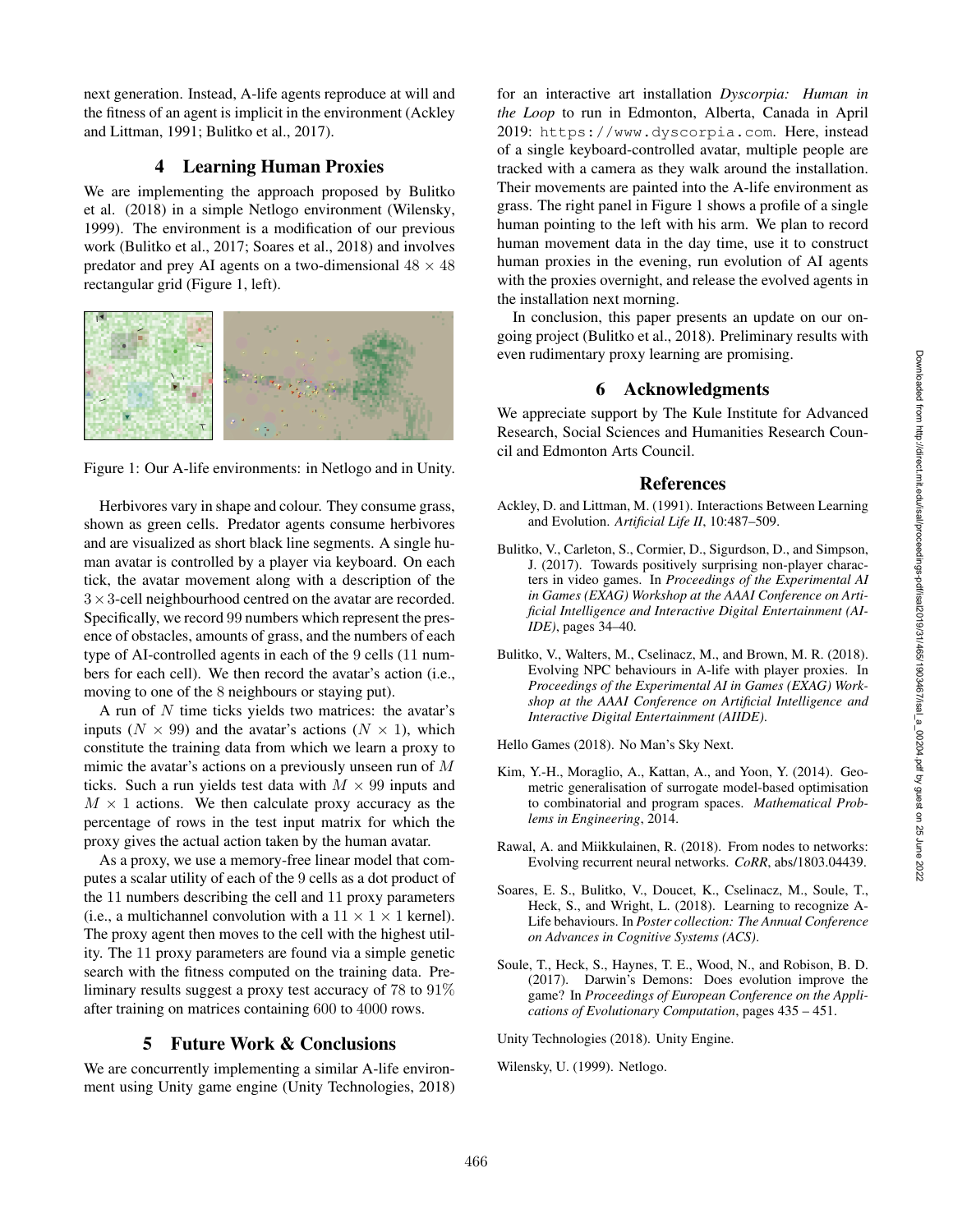next generation. Instead, A-life agents reproduce at will and the fitness of an agent is implicit in the environment (Ackley and Littman, 1991; Bulitko et al., 2017).

## 4 Learning Human Proxies

We are implementing the approach proposed by Bulitko et al. (2018) in a simple Netlogo environment (Wilensky, 1999). The environment is a modification of our previous work (Bulitko et al., 2017; Soares et al., 2018) and involves predator and prey AI agents on a two-dimensional $48 \times 48$ rectangular grid (Figure 1, left).

Figure 1: Our A-life environments: in Netlogo and in Unity.

Herbivores vary in shape and colour. They consume grass, shown as green cells. Predator agents consume herbivores and are visualized as short black line segments. A single human avatar is controlled by a player via keyboard. On each tick, the avatar movement along with a description of the $3 \times 3$-cell neighbourhood centred on the avatar are recorded. Specifically, we record 99 numbers which represent the presence of obstacles, amounts of grass, and the numbers of each type of AI-controlled agents in each of the 9 cells (11 numbers for each cell). We then record the avatar's action (i.e., moving to one of the 8 neighbours or staying put).

A run of $N$ time ticks yields two matrices: the avatar's inputs ($N \times 99$) and the avatar's actions ($N \times 1$), which constitute the training data from which we learn a proxy to mimic the avatar's actions on a previously unseen run of $M$ ticks. Such a run yields test data with $M \times 99$ inputs and $M \times 1$ actions. We then calculate proxy accuracy as the percentage of rows in the test input matrix for which the proxy gives the actual action taken by the human avatar.

As a proxy, we use a memory-free linear model that computes a scalar utility of each of the 9 cells as a dot product of the 11 numbers describing the cell and 11 proxy parameters (i.e., a multichannel convolution with a $11 \times 1 \times 1$ kernel). The proxy agent then moves to the cell with the highest utility. The 11 proxy parameters are found via a simple genetic search with the fitness computed on the training data. Preliminary results suggest a proxy test accuracy of 78 to 91% after training on matrices containing 600 to 4000 rows.

## 5 Future Work & Conclusions

We are concurrently implementing a similar A-life environment using Unity game engine (Unity Technologies, 2018) for an interactive art installation *Dyscorpia: Human in the Loop* to run in Edmonton, Alberta, Canada in April 2019: `https://www.dyscorpia.com`. Here, instead of a single keyboard-controlled avatar, multiple people are tracked with a camera as they walk around the installation. Their movements are painted into the A-life environment as grass. The right panel in Figure 1 shows a profile of a single human pointing to the left with his arm. We plan to record human movement data in the day time, use it to construct human proxies in the evening, run evolution of AI agents with the proxies overnight, and release the evolved agents in the installation next morning.

In conclusion, this paper presents an update on our ongoing project (Bulitko et al., 2018). Preliminary results with even rudimentary proxy learning are promising.

## 6 Acknowledgments

We appreciate support by The Kule Institute for Advanced Research, Social Sciences and Humanities Research Council and Edmonton Arts Council.

## References

Ackley, D. and Littman, M. (1991). Interactions Between Learning and Evolution. *Artificial Life II*, 10:487–509.

Bulitko, V., Carleton, S., Cormier, D., Sigurdson, D., and Simpson, J. (2017). Towards positively surprising non-player characters in video games. In *Proceedings of the Experimental AI in Games (EXAG) Workshop at the AAAI Conference on Artificial Intelligence and Interactive Digital Entertainment (AIIDE)*, pages 34–40.

Bulitko, V., Walters, M., Cselinacz, M., and Brown, M. R. (2018). Evolving NPC behaviours in A-life with player proxies. In *Proceedings of the Experimental AI in Games (EXAG) Workshop at the AAAI Conference on Artificial Intelligence and Interactive Digital Entertainment (AIIDE)*.

Hello Games (2018). No Man's Sky Next.

Kim, Y.-H., Moraglio, A., Kattan, A., and Yoon, Y. (2014). Geometric generalisation of surrogate model-based optimisation to combinatorial and program spaces. *Mathematical Problems in Engineering*, 2014.

Rawal, A. and Miikkulainen, R. (2018). From nodes to networks: Evolving recurrent neural networks. *CoRR*, abs/1803.04439.

Soares, E. S., Bulitko, V., Doucet, K., Cselinacz, M., Soule, T., Heck, S., and Wright, L. (2018). Learning to recognize A-Life behaviours. In *Poster collection: The Annual Conference on Advances in Cognitive Systems (ACS)*.

Soule, T., Heck, S., Haynes, T. E., Wood, N., and Robison, B. D. (2017). Darwin's Demons: Does evolution improve the game? In *Proceedings of European Conference on the Applications of Evolutionary Computation*, pages 435 – 451.

Unity Technologies (2018). Unity Engine.

Wilensky, U. (1999). Netlogo.